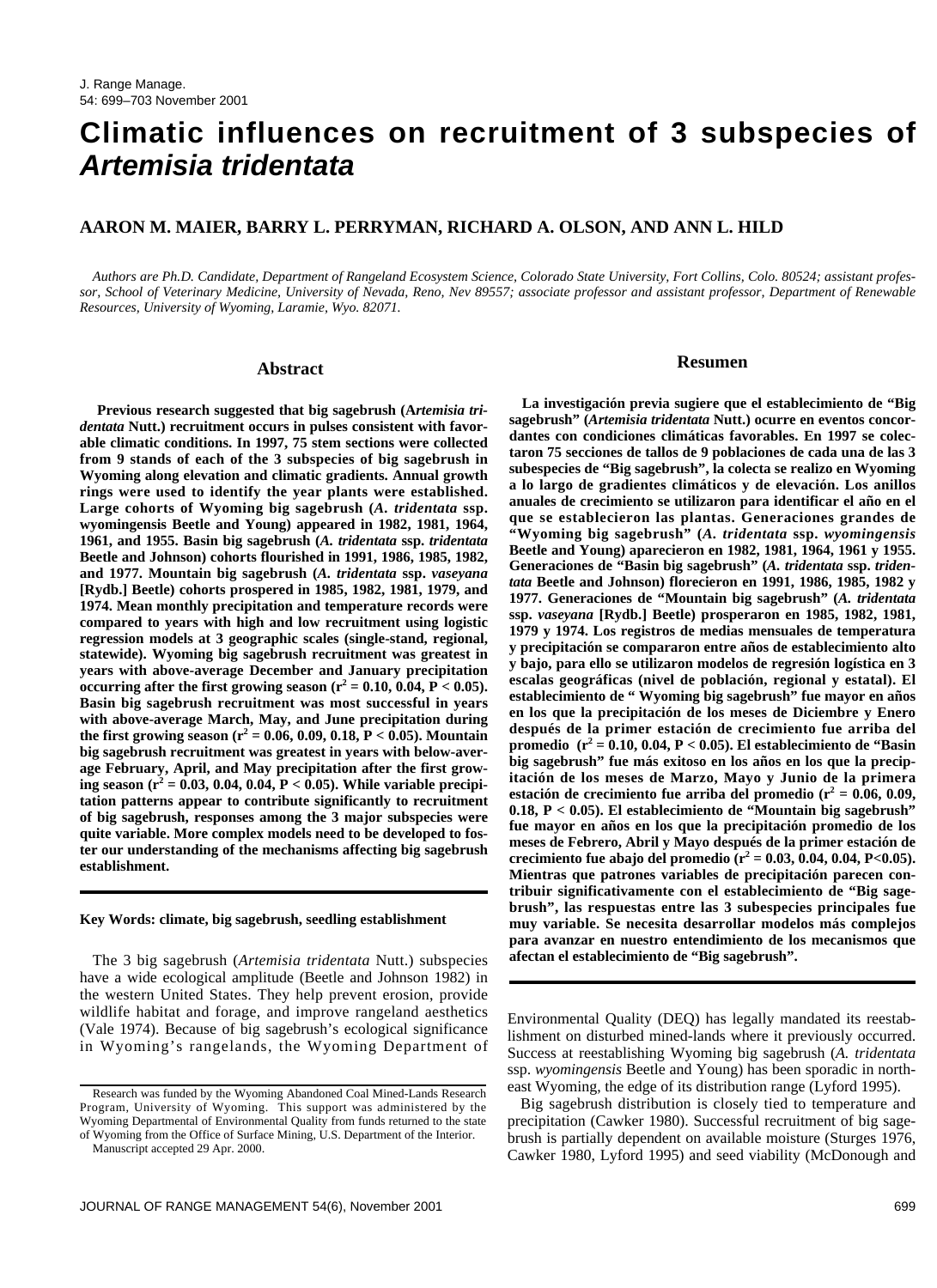# Climatic influences on recruitment of 3 subspecies of *Artemisia tridentata*

**AARON M. MAIER, BARRY L. PERRYMAN, RICHARD A. OLSON, AND ANN L. HILD**

*Authors are Ph.D. Candidate, Department of Rangeland Ecosystem Science, Colorado State University, Fort Collins, Colo. 80524; assistant professor, School of Veterinary Medicine, University of Nevada, Reno, Nev 89557; associate professor and assistant professor, Department of Renewable Resources, University of Wyoming, Laramie, Wyo. 82071.*

## Abstract

**Previous research suggested that big sagebrush (*Artemisia tridentata* Nutt.) recruitment occurs in pulses consistent with favorable climatic conditions. In 1997, 75 stem sections were collected from 9 stands of each of the 3 subspecies of big sagebrush in Wyoming along elevation and climatic gradients. Annual growth rings were used to identify the year plants were established. Large cohorts of Wyoming big sagebrush (*A. tridentata* ssp. wyomingensis Beetle and Young) appeared in 1982, 1981, 1964, 1961, and 1955. Basin big sagebrush (*A. tridentata* ssp. *tridentata* Beetle and Johnson) cohorts flourished in 1991, 1986, 1985, 1982, and 1977. Mountain big sagebrush (*A. tridentata* ssp. *vaseyana* [Rydb.] Beetle) cohorts prospered in 1985, 1982, 1981, 1979, and 1974. Mean monthly precipitation and temperature records were compared to years with high and low recruitment using logistic regression models at 3 geographic scales (single-stand, regional, statewide). Wyoming big sagebrush recruitment was greatest in years with above-average December and January precipitation occurring after the first growing season ($r^2 = 0.10, 0.04, P < 0.05$). Basin big sagebrush recruitment was most successful in years with above-average March, May, and June precipitation during the first growing season ($r^2 = 0.06, 0.09, 0.18, P < 0.05$). Mountain big sagebrush recruitment was greatest in years with below-average February, April, and May precipitation after the first growing season ($r^2 = 0.03, 0.04, 0.04, P < 0.05$). While variable precipitation patterns appear to contribute significantly to recruitment of big sagebrush, responses among the 3 major subspecies were quite variable. More complex models need to be developed to foster our understanding of the mechanisms affecting big sagebrush establishment.**

**Key Words: climate, big sagebrush, seedling establishment**

## Resumen

**La investigación previa sugiere que el establecimiento de "Big sagebrush" (*Artemisia tridentata* Nutt.) ocurre en eventos concordantes con condiciones climáticas favorables. En 1997 se colectaron 75 secciones de tallos de 9 poblaciones de cada una de las 3 subespecies de "Big sagebrush", la colecta se realizo en Wyoming a lo largo de gradientes climáticos y de elevación. Los anillos anuales de crecimiento se utilizaron para identificar el año en el que se establecieron las plantas. Generaciones grandes de "Wyoming big sagebrush" (*A. tridentata* ssp. *wyomingensis* Beetle and Young) aparecieron en 1982, 1981, 1964, 1961 y 1955. Generaciones de "Basin big sagebrush" (*A. tridentata* ssp. *tridentata* Beetle and Johnson) florecieron en 1991, 1986, 1985, 1982 y 1977. Generaciones de "Mountain big sagebrush" (*A. tridentata* ssp. *vaseyana* [Rydb.] Beetle) prosperaron en 1985, 1982, 1981, 1979 y 1974. Los registros de medias mensuales de temperatura y precipitación se compararon entre años de establecimiento alto y bajo, para ello se utilizaron modelos de regresión logística en 3 escalas geográficas (nivel de población, regional y estatal). El establecimiento de " Wyoming big sagebrush" fue mayor en años en los que la precipitación de los meses de Diciembre y Enero después de la primer estación de crecimiento fue arriba del promedio ($r^2 = 0.10, 0.04, P < 0.05$). El establecimiento de "Basin big sagebrush" fue más exitoso en los años en los que la precipitación de los meses de Marzo, Mayo y Junio de la primera estación de crecimiento fue arriba del promedio ($r^2 = 0.06, 0.09, 0.18, P < 0.05$). El establecimiento de "Mountain big sagebrush" fue mayor en años en los que la precipitación promedio de los meses de Febrero, Abril y Mayo después de la primer estación de crecimiento fue abajo del promedio ($r^2 = 0.03, 0.04, 0.04, P<0.05$). Mientras que patrones variables de precipitación parecen contribuir significativamente con el establecimiento de "Big sagebrush", las respuestas entre las 3 subespecies principales fue muy variable. Se necesita desarrollar modelos más complejos para avanzar en nuestro entendimiento de los mecanismos que afectan el establecimiento de "Big sagebrush".**

The 3 big sagebrush (*Artemisia tridentata* Nutt.) subspecies have a wide ecological amplitude (Beetle and Johnson 1982) in the western United States. They help prevent erosion, provide wildlife habitat and forage, and improve rangeland aesthetics (Vale 1974). Because of big sagebrush's ecological significance in Wyoming's rangelands, the Wyoming Department of Environmental Quality (DEQ) has legally mandated its reestablishment on disturbed mined-lands where it previously occurred. Success at reestablishing Wyoming big sagebrush (*A. tridentata* ssp. *wyomingensis* Beetle and Young) has been sporadic in northeast Wyoming, the edge of its distribution range (Lyford 1995).

Big sagebrush distribution is closely tied to temperature and precipitation (Cawker 1980). Successful recruitment of big sagebrush is partially dependent on available moisture (Sturges 1976, Cawker 1980, Lyford 1995) and seed viability (McDonough and

Research was funded by the Wyoming Abandoned Coal Mined-Lands Research Program, University of Wyoming. This support was administered by the Wyoming Departmental of Environmental Quality from funds returned to the state of Wyoming from the Office of Surface Mining, U.S. Department of the Interior.

Manuscript accepted 29 Apr. 2000.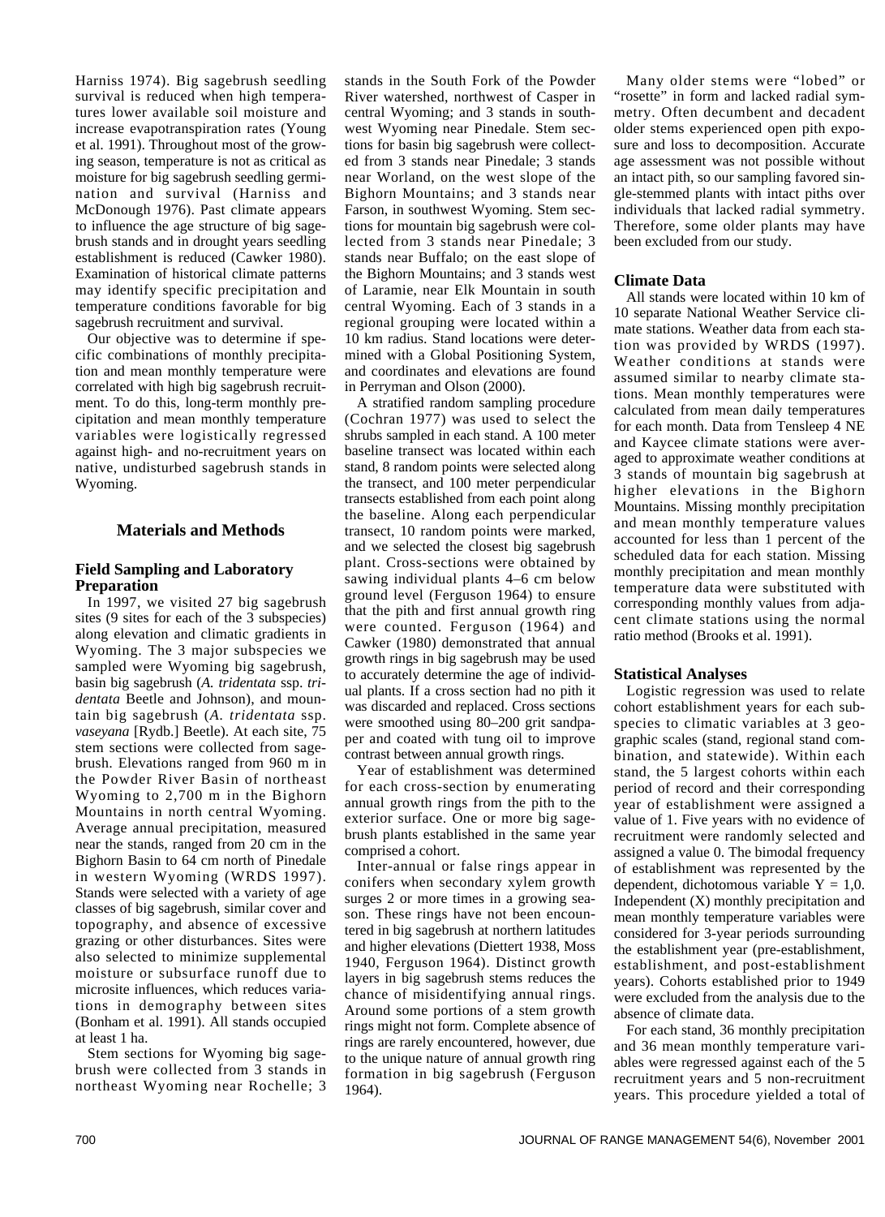Harniss 1974). Big sagebrush seedling survival is reduced when high temperatures lower available soil moisture and increase evapotranspiration rates (Young et al. 1991). Throughout most of the growing season, temperature is not as critical as moisture for big sagebrush seedling germination and survival (Harniss and McDonough 1976). Past climate appears to influence the age structure of big sagebrush stands and in drought years seedling establishment is reduced (Cawker 1980). Examination of historical climate patterns may identify specific precipitation and temperature conditions favorable for big sagebrush recruitment and survival.

Our objective was to determine if specific combinations of monthly precipitation and mean monthly temperature were correlated with high big sagebrush recruitment. To do this, long-term monthly precipitation and mean monthly temperature variables were logistically regressed against high- and no-recruitment years on native, undisturbed sagebrush stands in Wyoming.

## Materials and Methods

### Field Sampling and Laboratory Preparation

In 1997, we visited 27 big sagebrush sites (9 sites for each of the 3 subspecies) along elevation and climatic gradients in Wyoming. The 3 major subspecies we sampled were Wyoming big sagebrush, basin big sagebrush (*A. tridentata* ssp. *tridentata* Beetle and Johnson), and mountain big sagebrush (*A. tridentata* ssp. *vaseyana* [Rydb.] Beetle). At each site, 75 stem sections were collected from sagebrush. Elevations ranged from 960 m in the Powder River Basin of northeast Wyoming to 2,700 m in the Bighorn Mountains in north central Wyoming. Average annual precipitation, measured near the stands, ranged from 20 cm in the Bighorn Basin to 64 cm north of Pinedale in western Wyoming (WRDS 1997). Stands were selected with a variety of age classes of big sagebrush, similar cover and topography, and absence of excessive grazing or other disturbances. Sites were also selected to minimize supplemental moisture or subsurface runoff due to microsite influences, which reduces variations in demography between sites (Bonham et al. 1991). All stands occupied at least 1 ha.

Stem sections for Wyoming big sagebrush were collected from 3 stands in northeast Wyoming near Rochelle; 3 stands in the South Fork of the Powder River watershed, northwest of Casper in central Wyoming; and 3 stands in southwest Wyoming near Pinedale. Stem sections for basin big sagebrush were collected from 3 stands near Pinedale; 3 stands near Worland, on the west slope of the Bighorn Mountains; and 3 stands near Farson, in southwest Wyoming. Stem sections for mountain big sagebrush were collected from 3 stands near Pinedale; 3 stands near Buffalo; on the east slope of the Bighorn Mountains; and 3 stands west of Laramie, near Elk Mountain in south central Wyoming. Each of 3 stands in a regional grouping were located within a 10 km radius. Stand locations were determined with a Global Positioning System, and coordinates and elevations are found in Perryman and Olson (2000).

A stratified random sampling procedure (Cochran 1977) was used to select the shrubs sampled in each stand. A 100 meter baseline transect was located within each stand, 8 random points were selected along the transect, and 100 meter perpendicular transects established from each point along the baseline. Along each perpendicular transect, 10 random points were marked, and we selected the closest big sagebrush plant. Cross-sections were obtained by sawing individual plants 4–6 cm below ground level (Ferguson 1964) to ensure that the pith and first annual growth ring were counted. Ferguson (1964) and Cawker (1980) demonstrated that annual growth rings in big sagebrush may be used to accurately determine the age of individual plants. If a cross section had no pith it was discarded and replaced. Cross sections were smoothed using 80–200 grit sandpaper and coated with tung oil to improve contrast between annual growth rings.

Year of establishment was determined for each cross-section by enumerating annual growth rings from the pith to the exterior surface. One or more big sagebrush plants established in the same year comprised a cohort.

Inter-annual or false rings appear in conifers when secondary xylem growth surges 2 or more times in a growing season. These rings have not been encountered in big sagebrush at northern latitudes and higher elevations (Diettert 1938, Moss 1940, Ferguson 1964). Distinct growth layers in big sagebrush stems reduces the chance of misidentifying annual rings. Around some portions of a stem growth rings might not form. Complete absence of rings are rarely encountered, however, due to the unique nature of annual growth ring formation in big sagebrush (Ferguson 1964).

Many older stems were "lobed" or "rosette" in form and lacked radial symmetry. Often decumbent and decadent older stems experienced open pith exposure and loss to decomposition. Accurate age assessment was not possible without an intact pith, so our sampling favored single-stemmed plants with intact piths over individuals that lacked radial symmetry. Therefore, some older plants may have been excluded from our study.

### Climate Data

All stands were located within 10 km of 10 separate National Weather Service climate stations. Weather data from each station was provided by WRDS (1997). Weather conditions at stands were assumed similar to nearby climate stations. Mean monthly temperatures were calculated from mean daily temperatures for each month. Data from Tensleep 4 NE and Kaycee climate stations were averaged to approximate weather conditions at 3 stands of mountain big sagebrush at higher elevations in the Bighorn Mountains. Missing monthly precipitation and mean monthly temperature values accounted for less than 1 percent of the scheduled data for each station. Missing monthly precipitation and mean monthly temperature data were substituted with corresponding monthly values from adjacent climate stations using the normal ratio method (Brooks et al. 1991).

### Statistical Analyses

Logistic regression was used to relate cohort establishment years for each subspecies to climatic variables at 3 geographic scales (stand, regional stand combination, and statewide). Within each stand, the 5 largest cohorts within each period of record and their corresponding year of establishment were assigned a value of 1. Five years with no evidence of recruitment were randomly selected and assigned a value 0. The bimodal frequency of establishment was represented by the dependent, dichotomous variable $Y = 1,0$. Independent (X) monthly precipitation and mean monthly temperature variables were considered for 3-year periods surrounding the establishment year (pre-establishment, establishment, and post-establishment years). Cohorts established prior to 1949 were excluded from the analysis due to the absence of climate data.

For each stand, 36 monthly precipitation and 36 mean monthly temperature variables were regressed against each of the 5 recruitment years and 5 non-recruitment years. This procedure yielded a total of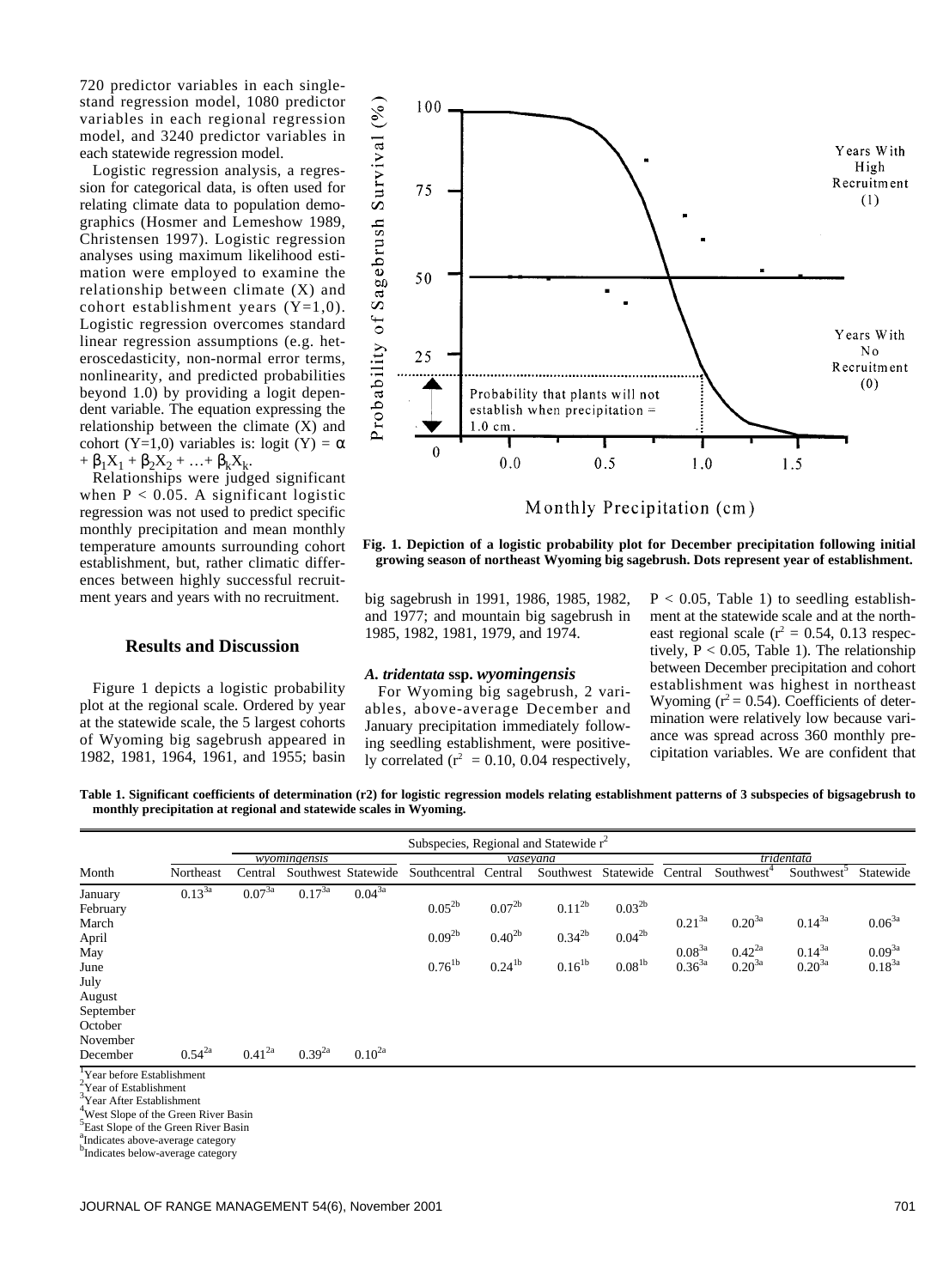720 predictor variables in each single-stand regression model, 1080 predictor variables in each regional regression model, and 3240 predictor variables in each statewide regression model.

Logistic regression analysis, a regression for categorical data, is often used for relating climate data to population demographics (Hosmer and Lemeshow 1989, Christensen 1997). Logistic regression analyses using maximum likelihood estimation were employed to examine the relationship between climate (X) and cohort establishment years (Y=1,0). Logistic regression overcomes standard linear regression assumptions (e.g. heteroscedasticity, non-normal error terms, nonlinearity, and predicted probabilities beyond 1.0) by providing a logit dependent variable. The equation expressing the relationship between the climate (X) and cohort (Y=1,0) variables is: $\text{logit}(Y) = \alpha + \beta_1 X_1 + \beta_2 X_2 + \ldots + \beta_k X_k$.

Relationships were judged significant when $P < 0.05$. A significant logistic regression was not used to predict specific monthly precipitation and mean monthly temperature amounts surrounding cohort establishment, but, rather climatic differences between highly successful recruitment years and years with no recruitment.

**Fig. 1. Depiction of a logistic probability plot for December precipitation following initial growing season of northeast Wyoming big sagebrush. Dots represent year of establishment.**

## Results and Discussion

Figure 1 depicts a logistic probability plot at the regional scale. Ordered by year at the statewide scale, the 5 largest cohorts of Wyoming big sagebrush appeared in 1982, 1981, 1964, 1961, and 1955; basin big sagebrush in 1991, 1986, 1985, 1982, and 1977; and mountain big sagebrush in 1985, 1982, 1981, 1979, and 1974.

### *A. tridentata* ssp. *wyomingensis*

For Wyoming big sagebrush, 2 variables, above-average December and January precipitation immediately following seedling establishment, were positively correlated ($r^2 = 0.10$, 0.04 respectively, $P < 0.05$, Table 1) to seedling establishment at the statewide scale and at the northeast regional scale ($r^2 = 0.54$, 0.13 respectively, $P < 0.05$, Table 1). The relationship between December precipitation and cohort establishment was highest in northeast Wyoming ($r^2 = 0.54$). Coefficients of determination were relatively low because variance was spread across 360 monthly precipitation variables. We are confident that

**Table 1. Significant coefficients of determination (r2) for logistic regression models relating establishment patterns of 3 subspecies of bigsagebrush to monthly precipitation at regional and statewide scales in Wyoming.**

| | Subspecies, Regional and Statewide $r^2$ | | | | | | | | | | | |
|---|---|---|---|---|---|---|---|---|---|---|---|---|
| | | *wyomingensis* | | | | *vaseyana* | | | | *tridentata* | | |
| Month | Northeast | Central | Southwest | Statewide | Southcentral | Central | Southwest | Statewide | Central | Southwest[4] | Southwest[5] | Statewide |
| January | 0.13[3a] | 0.07[3a] | 0.17[3a] | 0.04[3a] | | | | | | | | |
| February | | | | | 0.05[2b] | 0.07[2b] | 0.11[2b] | 0.03[2b] | | | | |
| March | | | | | | | | | 0.21[3a] | 0.20[3a] | 0.14[3a] | 0.06[3a] |
| April | | | | | 0.09[2b] | 0.40[2b] | 0.34[2b] | 0.04[2b] | | | | |
| May | | | | | | | | | 0.08[3a] | 0.42[2a] | 0.14[3a] | 0.09[3a] |
| June | | | | | 0.76[1b] | 0.24[1b] | 0.16[1b] | 0.08[1b] | 0.36[3a] | 0.20[3a] | 0.20[3a] | 0.18[3a] |
| July | | | | | | | | | | | | |
| August | | | | | | | | | | | | |
| September | | | | | | | | | | | | |
| October | | | | | | | | | | | | |
| November | | | | | | | | | | | | |
| December | 0.54[2a] | 0.41[2a] | 0.39[2a] | 0.10[2a] | | | | | | | | |

[1]Year before Establishment
[2]Year of Establishment
[3]Year After Establishment
[4]West Slope of the Green River Basin
[5]East Slope of the Green River Basin
[a]Indicates above-average category
[b]Indicates below-average category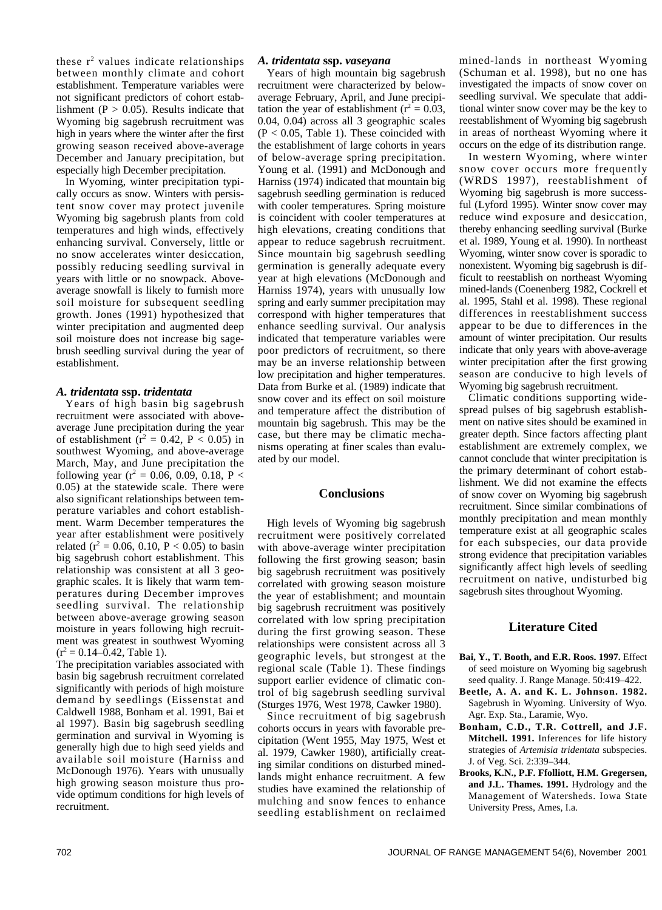these $r^2$ values indicate relationships between monthly climate and cohort establishment. Temperature variables were not significant predictors of cohort establishment ($P > 0.05$). Results indicate that Wyoming big sagebrush recruitment was high in years where the winter after the first growing season received above-average December and January precipitation, but especially high December precipitation.

In Wyoming, winter precipitation typically occurs as snow. Winters with persistent snow cover may protect juvenile Wyoming big sagebrush plants from cold temperatures and high winds, effectively enhancing survival. Conversely, little or no snow accelerates winter desiccation, possibly reducing seedling survival in years with little or no snowpack. Above-average snowfall is likely to furnish more soil moisture for subsequent seedling growth. Jones (1991) hypothesized that winter precipitation and augmented deep soil moisture does not increase big sagebrush seedling survival during the year of establishment.

### *A. tridentata* ssp. *tridentata*

Years of high basin big sagebrush recruitment were associated with above-average June precipitation during the year of establishment ($r^2 = 0.42$, $P < 0.05$) in southwest Wyoming, and above-average March, May, and June precipitation the following year ($r^2 = 0.06, 0.09, 0.18$, $P < 0.05$) at the statewide scale. There were also significant relationships between temperature variables and cohort establishment. Warm December temperatures the year after establishment were positively related ($r^2 = 0.06, 0.10$, $P < 0.05$) to basin big sagebrush cohort establishment. This relationship was consistent at all 3 geographic scales. It is likely that warm temperatures during December improves seedling survival. The relationship between above-average growing season moisture in years following high recruitment was greatest in southwest Wyoming ($r^2 = 0.14–0.42$, Table 1).

The precipitation variables associated with basin big sagebrush recruitment correlated significantly with periods of high moisture demand by seedlings (Eissenstat and Caldwell 1988, Bonham et al. 1991, Bai et al 1997). Basin big sagebrush seedling germination and survival in Wyoming is generally high due to high seed yields and available soil moisture (Harniss and McDonough 1976). Years with unusually high growing season moisture thus provide optimum conditions for high levels of recruitment.

### *A. tridentata* ssp. *vaseyana*

Years of high mountain big sagebrush recruitment were characterized by below-average February, April, and June precipitation the year of establishment ($r^2 = 0.03, 0.04, 0.04$) across all 3 geographic scales ($P < 0.05$, Table 1). These coincided with the establishment of large cohorts in years of below-average spring precipitation. Young et al. (1991) and McDonough and Harniss (1974) indicated that mountain big sagebrush seedling germination is reduced with cooler temperatures. Spring moisture is coincident with cooler temperatures at high elevations, creating conditions that appear to reduce sagebrush recruitment. Since mountain big sagebrush seedling germination is generally adequate every year at high elevations (McDonough and Harniss 1974), years with unusually low spring and early summer precipitation may correspond with higher temperatures that enhance seedling survival. Our analysis indicated that temperature variables were poor predictors of recruitment, so there may be an inverse relationship between low precipitation and higher temperatures. Data from Burke et al. (1989) indicate that snow cover and its effect on soil moisture and temperature affect the distribution of mountain big sagebrush. This may be the case, but there may be climatic mechanisms operating at finer scales than evaluated by our model.

## Conclusions

High levels of Wyoming big sagebrush recruitment were positively correlated with above-average winter precipitation following the first growing season; basin big sagebrush recruitment was positively correlated with growing season moisture the year of establishment; and mountain big sagebrush recruitment was positively correlated with low spring precipitation during the first growing season. These relationships were consistent across all 3 geographic levels, but strongest at the regional scale (Table 1). These findings support earlier evidence of climatic control of big sagebrush seedling survival (Sturges 1976, West 1978, Cawker 1980).

Since recruitment of big sagebrush cohorts occurs in years with favorable precipitation (Went 1955, May 1975, West et al. 1979, Cawker 1980), artificially creating similar conditions on disturbed mined-lands might enhance recruitment. A few studies have examined the relationship of mulching and snow fences to enhance seedling establishment on reclaimed mined-lands in northeast Wyoming (Schuman et al. 1998), but no one has investigated the impacts of snow cover on seedling survival. We speculate that additional winter snow cover may be the key to reestablishment of Wyoming big sagebrush in areas of northeast Wyoming where it occurs on the edge of its distribution range.

In western Wyoming, where winter snow cover occurs more frequently (WRDS 1997), reestablishment of Wyoming big sagebrush is more successful (Lyford 1995). Winter snow cover may reduce wind exposure and desiccation, thereby enhancing seedling survival (Burke et al. 1989, Young et al. 1990). In northeast Wyoming, winter snow cover is sporadic to nonexistent. Wyoming big sagebrush is difficult to reestablish on northeast Wyoming mined-lands (Coenenberg 1982, Cockrell et al. 1995, Stahl et al. 1998). These regional differences in reestablishment success appear to be due to differences in the amount of winter precipitation. Our results indicate that only years with above-average winter precipitation after the first growing season are conducive to high levels of Wyoming big sagebrush recruitment.

Climatic conditions supporting widespread pulses of big sagebrush establishment on native sites should be examined in greater depth. Since factors affecting plant establishment are extremely complex, we cannot conclude that winter precipitation is the primary determinant of cohort establishment. We did not examine the effects of snow cover on Wyoming big sagebrush recruitment. Since similar combinations of monthly precipitation and mean monthly temperature exist at all geographic scales for each subspecies, our data provide strong evidence that precipitation variables significantly affect high levels of seedling recruitment on native, undisturbed big sagebrush sites throughout Wyoming.

## Literature Cited

**Bai, Y., T. Booth, and E.R. Roos. 1997.** Effect of seed moisture on Wyoming big sagebrush seed quality. J. Range Manage. 50:419–422.

**Beetle, A. A. and K. L. Johnson. 1982.** Sagebrush in Wyoming. University of Wyo. Agr. Exp. Sta., Laramie, Wyo.

**Bonham, C.D., T.R. Cottrell, and J.F. Mitchell. 1991.** Inferences for life history strategies of *Artemisia tridentata* subspecies. J. of Veg. Sci. 2:339–344.

**Brooks, K.N., P.F. Ffolliott, H.M. Gregersen, and J.L. Thames. 1991.** Hydrology and the Management of Watersheds. Iowa State University Press, Ames, I.a.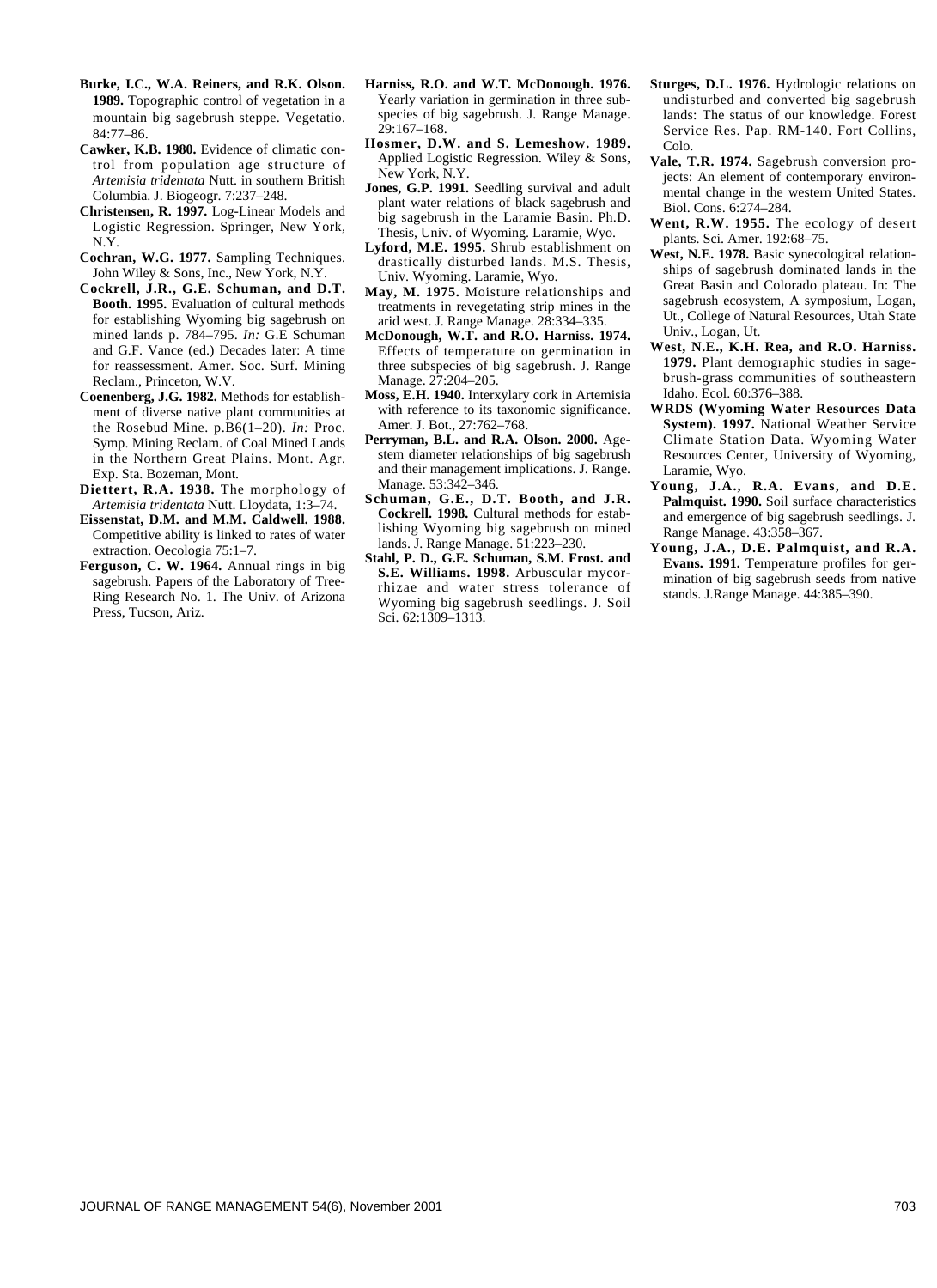**Burke, I.C., W.A. Reiners, and R.K. Olson. 1989.** Topographic control of vegetation in a mountain big sagebrush steppe. Vegetatio. 84:77–86.

**Cawker, K.B. 1980.** Evidence of climatic control from population age structure of *Artemisia tridentata* Nutt. in southern British Columbia. J. Biogeogr. 7:237–248.

**Christensen, R. 1997.** Log-Linear Models and Logistic Regression. Springer, New York, N.Y.

**Cochran, W.G. 1977.** Sampling Techniques. John Wiley & Sons, Inc., New York, N.Y.

**Cockrell, J.R., G.E. Schuman, and D.T. Booth. 1995.** Evaluation of cultural methods for establishing Wyoming big sagebrush on mined lands p. 784–795. *In:* G.E Schuman and G.F. Vance (ed.) Decades later: A time for reassessment. Amer. Soc. Surf. Mining Reclam., Princeton, W.V.

**Coenenberg, J.G. 1982.** Methods for establishment of diverse native plant communities at the Rosebud Mine. p.B6(1–20). *In:* Proc. Symp. Mining Reclam. of Coal Mined Lands in the Northern Great Plains. Mont. Agr. Exp. Sta. Bozeman, Mont.

**Diettert, R.A. 1938.** The morphology of *Artemisia tridentata* Nutt. Lloydata, 1:3–74.

**Eissenstat, D.M. and M.M. Caldwell. 1988.** Competitive ability is linked to rates of water extraction. Oecologia 75:1–7.

**Ferguson, C. W. 1964.** Annual rings in big sagebrush. Papers of the Laboratory of Tree-Ring Research No. 1. The Univ. of Arizona Press, Tucson, Ariz.

**Harniss, R.O. and W.T. McDonough. 1976.** Yearly variation in germination in three subspecies of big sagebrush. J. Range Manage. 29:167–168.

**Hosmer, D.W. and S. Lemeshow. 1989.** Applied Logistic Regression. Wiley & Sons, New York, N.Y.

**Jones, G.P. 1991.** Seedling survival and adult plant water relations of black sagebrush and big sagebrush in the Laramie Basin. Ph.D. Thesis, Univ. of Wyoming. Laramie, Wyo.

**Lyford, M.E. 1995.** Shrub establishment on drastically disturbed lands. M.S. Thesis, Univ. Wyoming. Laramie, Wyo.

**May, M. 1975.** Moisture relationships and treatments in revegetating strip mines in the arid west. J. Range Manage. 28:334–335.

**McDonough, W.T. and R.O. Harniss. 1974.** Effects of temperature on germination in three subspecies of big sagebrush. J. Range Manage. 27:204–205.

**Moss, E.H. 1940.** Interxylary cork in Artemisia with reference to its taxonomic significance. Amer. J. Bot., 27:762–768.

**Perryman, B.L. and R.A. Olson. 2000.** Age-stem diameter relationships of big sagebrush and their management implications. J. Range. Manage. 53:342–346.

**Schuman, G.E., D.T. Booth, and J.R. Cockrell. 1998.** Cultural methods for establishing Wyoming big sagebrush on mined lands. J. Range Manage. 51:223–230.

**Stahl, P. D., G.E. Schuman, S.M. Frost. and S.E. Williams. 1998.** Arbuscular mycorrhizae and water stress tolerance of Wyoming big sagebrush seedlings. J. Soil Sci. 62:1309–1313.

**Sturges, D.L. 1976.** Hydrologic relations on undisturbed and converted big sagebrush lands: The status of our knowledge. Forest Service Res. Pap. RM-140. Fort Collins, Colo.

**Vale, T.R. 1974.** Sagebrush conversion projects: An element of contemporary environmental change in the western United States. Biol. Cons. 6:274–284.

**Went, R.W. 1955.** The ecology of desert plants. Sci. Amer. 192:68–75.

**West, N.E. 1978.** Basic synecological relationships of sagebrush dominated lands in the Great Basin and Colorado plateau. In: The sagebrush ecosystem, A symposium, Logan, Ut., College of Natural Resources, Utah State Univ., Logan, Ut.

**West, N.E., K.H. Rea, and R.O. Harniss. 1979.** Plant demographic studies in sagebrush-grass communities of southeastern Idaho. Ecol. 60:376–388.

**WRDS (Wyoming Water Resources Data System). 1997.** National Weather Service Climate Station Data. Wyoming Water Resources Center, University of Wyoming, Laramie, Wyo.

**Young, J.A., R.A. Evans, and D.E. Palmquist. 1990.** Soil surface characteristics and emergence of big sagebrush seedlings. J. Range Manage. 43:358–367.

**Young, J.A., D.E. Palmquist, and R.A. Evans. 1991.** Temperature profiles for germination of big sagebrush seeds from native stands. J.Range Manage. 44:385–390.